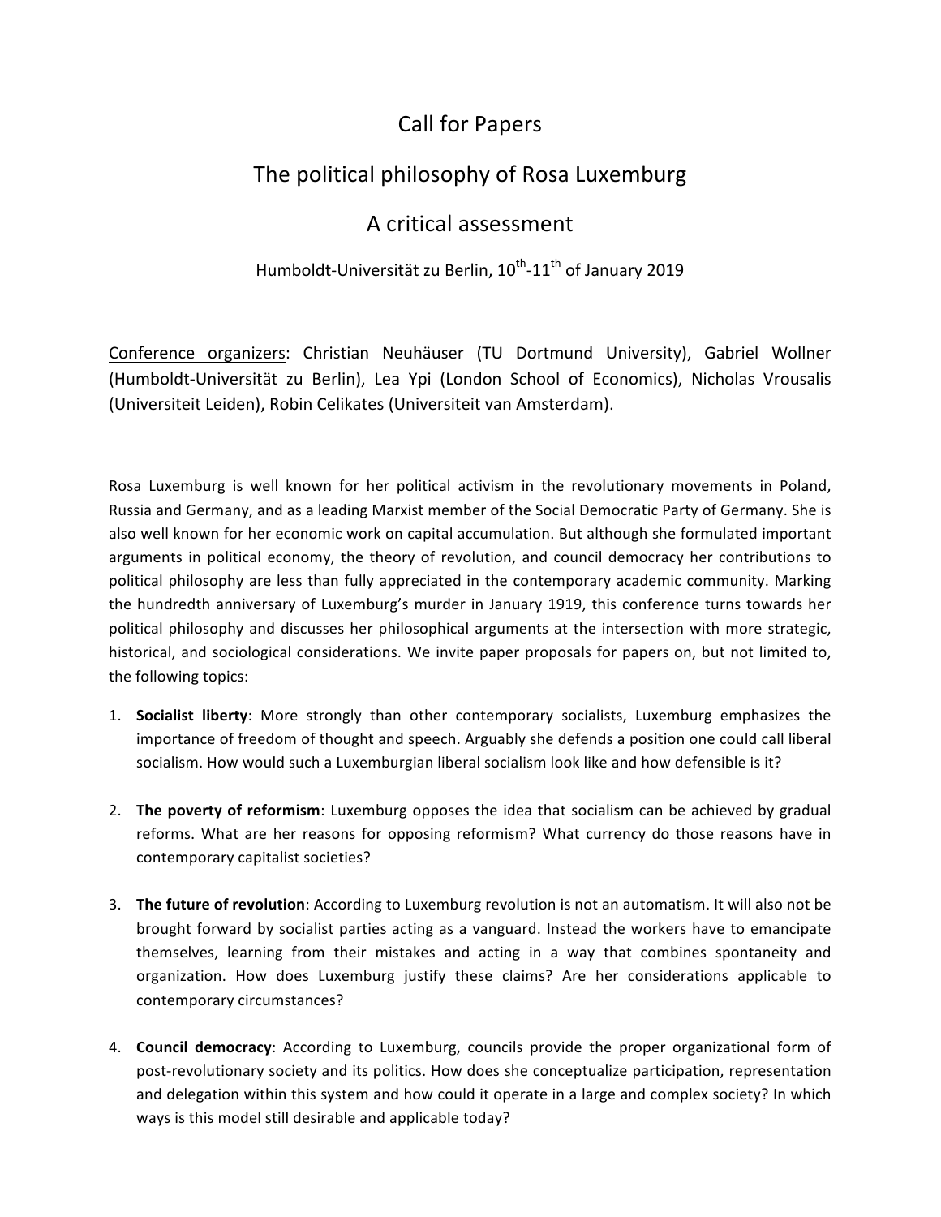# Call for Papers

# The political philosophy of Rosa Luxemburg

# A critical assessment

Humboldt-Universität zu Berlin, 10th-11th of January 2019

Conference organizers: Christian Neuhäuser (TU Dortmund University), Gabriel Wollner (Humboldt-Universität zu Berlin), Lea Ypi (London School of Economics), Nicholas Vrousalis (Universiteit Leiden), Robin Celikates (Universiteit van Amsterdam).

Rosa Luxemburg is well known for her political activism in the revolutionary movements in Poland, Russia and Germany, and as a leading Marxist member of the Social Democratic Party of Germany. She is also well known for her economic work on capital accumulation. But although she formulated important arguments in political economy, the theory of revolution, and council democracy her contributions to political philosophy are less than fully appreciated in the contemporary academic community. Marking the hundredth anniversary of Luxemburg's murder in January 1919, this conference turns towards her political philosophy and discusses her philosophical arguments at the intersection with more strategic, historical, and sociological considerations. We invite paper proposals for papers on, but not limited to, the following topics:

1. **Socialist liberty**: More strongly than other contemporary socialists, Luxemburg emphasizes the importance of freedom of thought and speech. Arguably she defends a position one could call liberal socialism. How would such a Luxemburgian liberal socialism look like and how defensible is it?

2. **The poverty of reformism**: Luxemburg opposes the idea that socialism can be achieved by gradual reforms. What are her reasons for opposing reformism? What currency do those reasons have in contemporary capitalist societies?

3. **The future of revolution**: According to Luxemburg revolution is not an automatism. It will also not be brought forward by socialist parties acting as a vanguard. Instead the workers have to emancipate themselves, learning from their mistakes and acting in a way that combines spontaneity and organization. How does Luxemburg justify these claims? Are her considerations applicable to contemporary circumstances?

4. **Council democracy**: According to Luxemburg, councils provide the proper organizational form of post-revolutionary society and its politics. How does she conceptualize participation, representation and delegation within this system and how could it operate in a large and complex society? In which ways is this model still desirable and applicable today?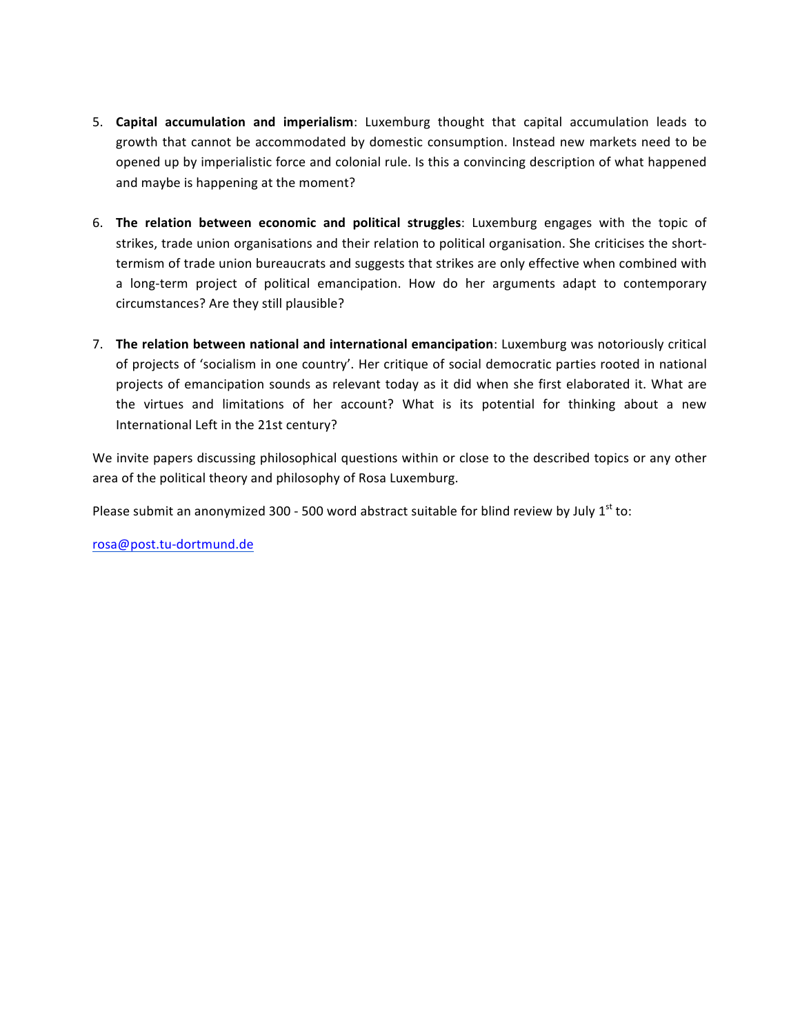5. **Capital accumulation and imperialism**: Luxemburg thought that capital accumulation leads to growth that cannot be accommodated by domestic consumption. Instead new markets need to be opened up by imperialistic force and colonial rule. Is this a convincing description of what happened and maybe is happening at the moment?

6. **The relation between economic and political struggles**: Luxemburg engages with the topic of strikes, trade union organisations and their relation to political organisation. She criticises the short-termism of trade union bureaucrats and suggests that strikes are only effective when combined with a long-term project of political emancipation. How do her arguments adapt to contemporary circumstances? Are they still plausible?

7. **The relation between national and international emancipation**: Luxemburg was notoriously critical of projects of 'socialism in one country'. Her critique of social democratic parties rooted in national projects of emancipation sounds as relevant today as it did when she first elaborated it. What are the virtues and limitations of her account? What is its potential for thinking about a new International Left in the 21st century?

We invite papers discussing philosophical questions within or close to the described topics or any other area of the political theory and philosophy of Rosa Luxemburg.

Please submit an anonymized 300 - 500 word abstract suitable for blind review by July 1st to:

rosa@post.tu-dortmund.de